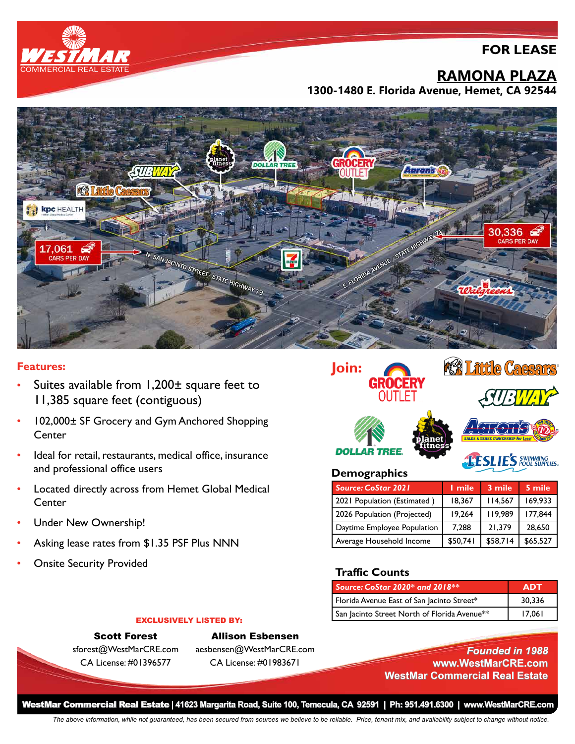# FOR LEASE

## RAMONA PLAZA

**1300-1480 E. Florida Avenue, Hemet, CA 92544**

### Features:

- Suites available from 1,200± square feet to 11,385 square feet (contiguous)
- 102,000± SF Grocery and Gym Anchored Shopping Center
- Ideal for retail, restaurants, medical office, insurance and professional office users
- Located directly across from Hemet Global Medical Center
- Under New Ownership!
- Asking lease rates from $1.35 PSF Plus NNN
- Onsite Security Provided

### Join:

Grocery Outlet, Little Caesars, Subway, Dollar Tree, Planet Fitness, Aaron's, Leslie's Swimming Pool Supplies

### Demographics

| *Source: CoStar 2021* | 1 mile | 3 mile | 5 mile |
|---|---|---|---|
| 2021 Population (Estimated ) | 18,367 | 114,567 | 169,933 |
| 2026 Population (Projected) | 19,264 | 119,989 | 177,844 |
| Daytime Employee Population | 7,288 | 21,379 | 28,650 |
| Average Household Income | $50,741 | $58,714 | $65,527 |

### Traffic Counts

| *Source: CoStar 2020* and 2018*** | ADT |
|---|---|
| Florida Avenue East of San Jacinto Street* | 30,336 |
| San Jacinto Street North of Florida Avenue** | 17,061 |

**EXCLUSIVELY LISTED BY:**

**Scott Forest**
sforest@WestMarCRE.com
CA License: #01396577

**Allison Esbensen**
aesbensen@WestMarCRE.com
CA License: #01983671

*Founded in 1988*
**www.WestMarCRE.com**
**WestMar Commercial Real Estate**

**WestMar Commercial Real Estate | 41623 Margarita Road, Suite 100, Temecula, CA 92591 | Ph: 951.491.6300 | www.WestMarCRE.com**

*The above information, while not guaranteed, has been secured from sources we believe to be reliable. Price, tenant mix, and availability subject to change without notice.*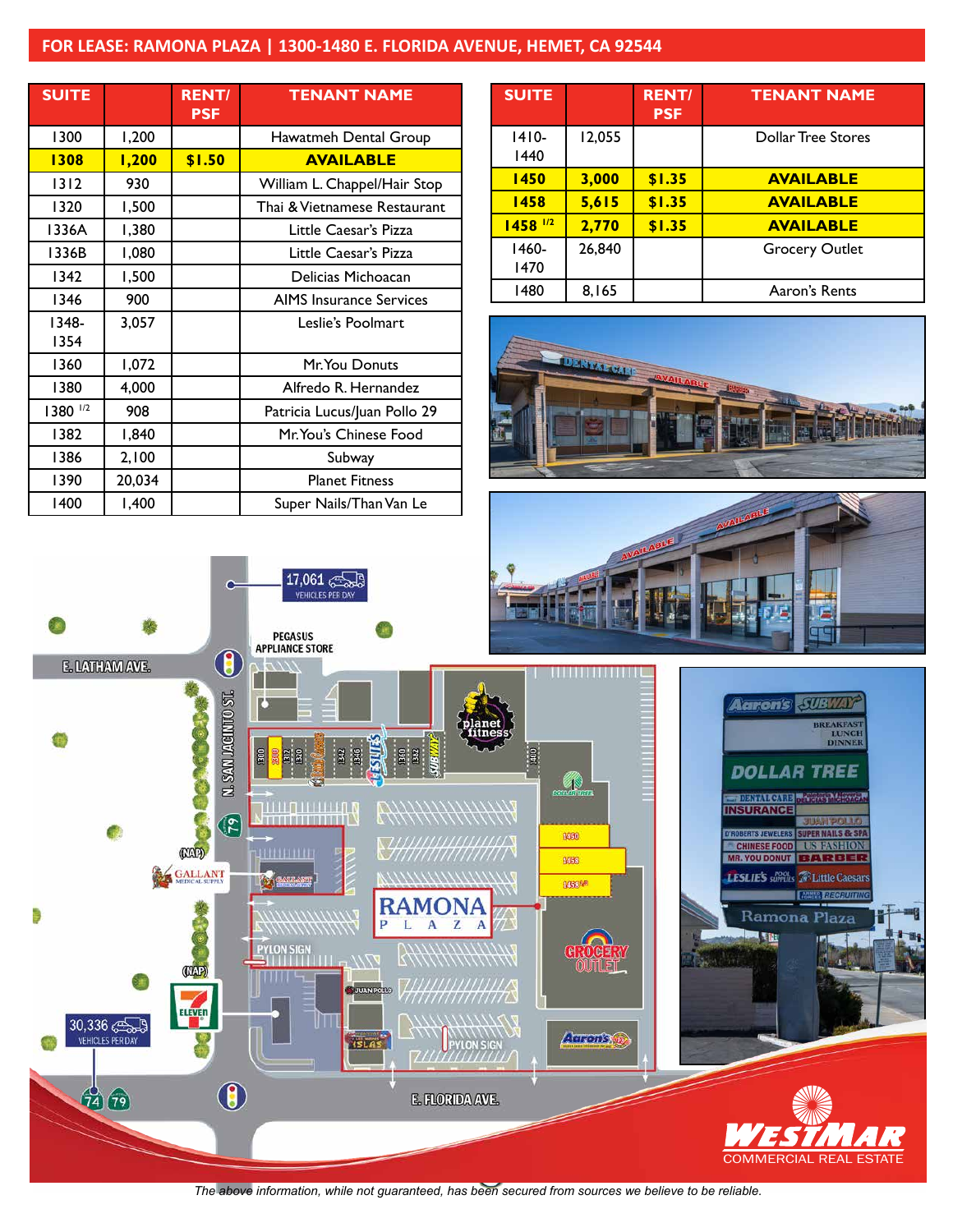## FOR LEASE: RAMONA PLAZA | 1300-1480 E. FLORIDA AVENUE, HEMET, CA 92544

| SUITE | | RENT/ PSF | TENANT NAME |
|---|---|---|---|
| 1300 | 1,200 | | Hawatmeh Dental Group |
| **1308** | **1,200** | **$1.50** | **AVAILABLE** |
| 1312 | 930 | | William L. Chappel/Hair Stop |
| 1320 | 1,500 | | Thai & Vietnamese Restaurant |
| 1336A | 1,380 | | Little Caesar's Pizza |
| 1336B | 1,080 | | Little Caesar's Pizza |
| 1342 | 1,500 | | Delicias Michoacan |
| 1346 | 900 | | AIMS Insurance Services |
| 1348-1354 | 3,057 | | Leslie's Poolmart |
| 1360 | 1,072 | | Mr. You Donuts |
| 1380 | 4,000 | | Alfredo R. Hernandez |
| 1380 1/2 | 908 | | Patricia Lucus/Juan Pollo 29 |
| 1382 | 1,840 | | Mr. You's Chinese Food |
| 1386 | 2,100 | | Subway |
| 1390 | 20,034 | | Planet Fitness |
| 1400 | 1,400 | | Super Nails/Than Van Le |

| SUITE | | RENT/ PSF | TENANT NAME |
|---|---|---|---|
| 1410-1440 | 12,055 | | Dollar Tree Stores |
| **1450** | **3,000** | **$1.35** | **AVAILABLE** |
| **1458** | **5,615** | **$1.35** | **AVAILABLE** |
| **1458 1/2** | **2,770** | **$1.35** | **AVAILABLE** |
| 1460-1470 | 26,840 | | Grocery Outlet |
| 1480 | 8,165 | | Aaron's Rents |

17,061 VEHICLES PER DAY

30,336 VEHICLES PER DAY

WESTMAR COMMERCIAL REAL ESTATE

*The above information, while not guaranteed, has been secured from sources we believe to be reliable.*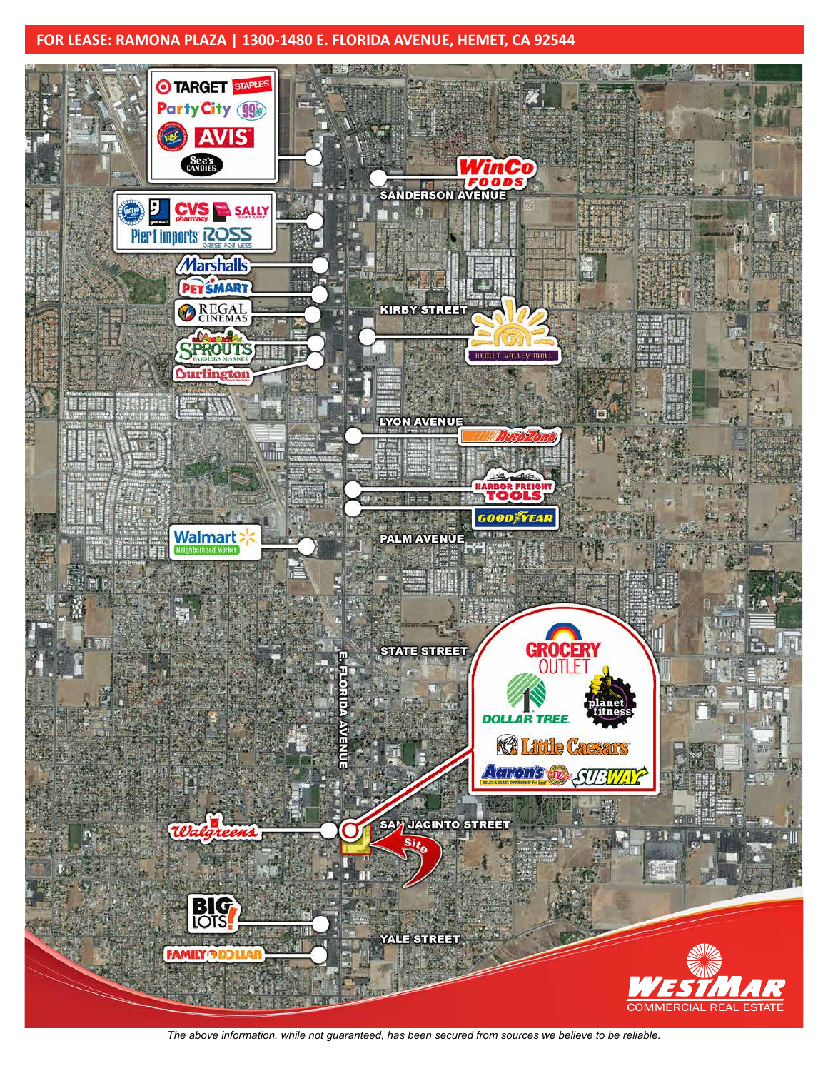# FOR LEASE: RAMONA PLAZA | 1300-1480 E. FLORIDA AVENUE, HEMET, CA 92544

TARGET
STAPLES
Party City
99¢
AVIS
See's Candies

WinCo FOODS

SANDERSON AVENUE

CVS pharmacy
SALLY
Pier 1 imports
ROSS DRESS FOR LESS

Marshalls

PETSMART

REGAL CINEMAS

KIRBY STREET

HEMET VALLEY MALL

SPROUTS FARMERS MARKET

Burlington

LYON AVENUE

AutoZone

HARBOR FREIGHT TOOLS

GOODYEAR

PALM AVENUE

Walmart Neighborhood Market

STATE STREET

E. FLORIDA AVENUE

GROCERY OUTLET

DOLLAR TREE

planet fitness

Little Caesars

Aaron's

SUBWAY

Walgreens

SAN JACINTO STREET

Site

BIG LOTS!

YALE STREET

FAMILY DOLLAR

WESTMAR COMMERCIAL REAL ESTATE

*The above information, while not guaranteed, has been secured from sources we believe to be reliable.*